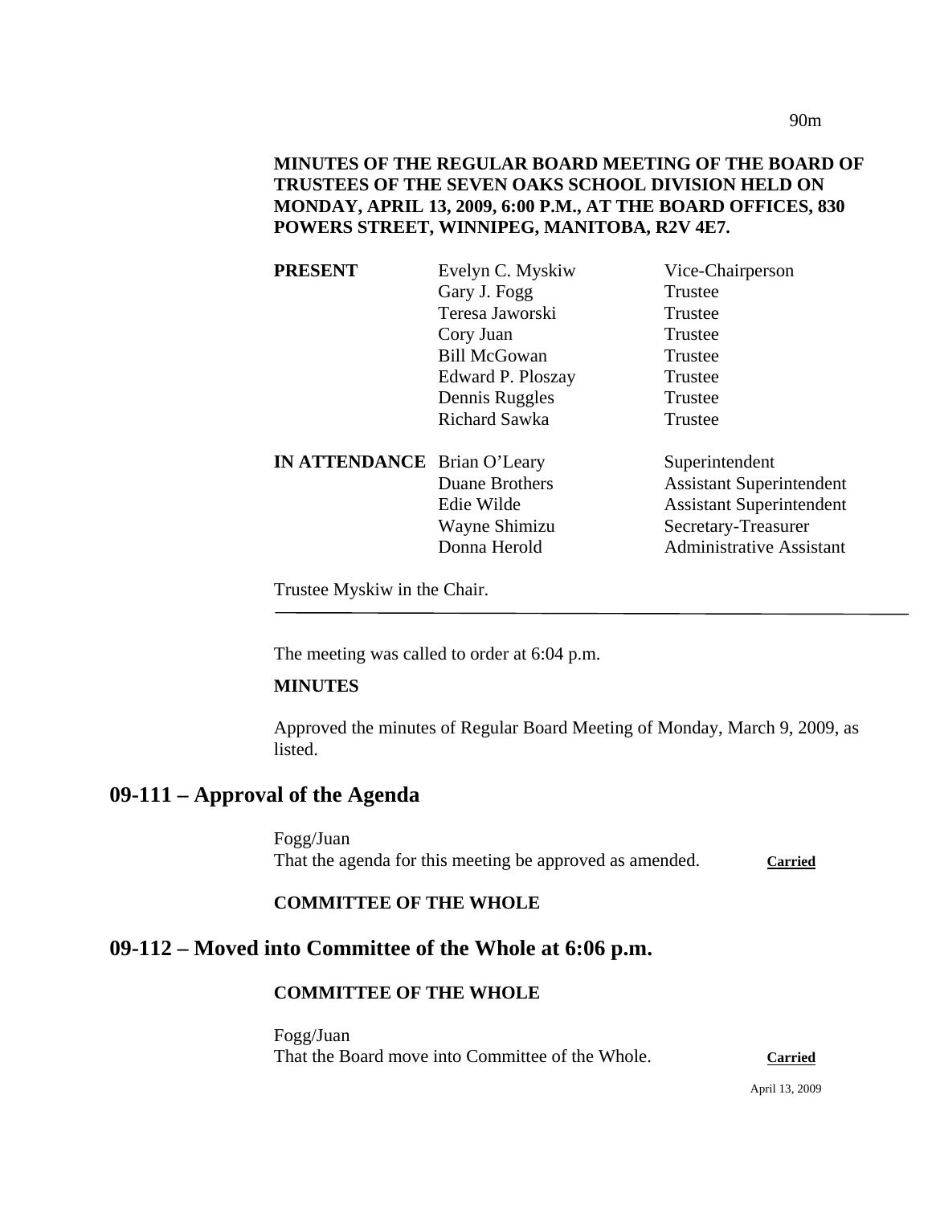**MINUTES OF THE REGULAR BOARD MEETING OF THE BOARD OF TRUSTEES OF THE SEVEN OAKS SCHOOL DIVISION HELD ON MONDAY, APRIL 13, 2009, 6:00 P.M., AT THE BOARD OFFICES, 830 POWERS STREET, WINNIPEG, MANITOBA, R2V 4E7.**

| | | |
|---|---|---|
| **PRESENT** | Evelyn C. Myskiw | Vice-Chairperson |
| | Gary J. Fogg | Trustee |
| | Teresa Jaworski | Trustee |
| | Cory Juan | Trustee |
| | Bill McGowan | Trustee |
| | Edward P. Ploszay | Trustee |
| | Dennis Ruggles | Trustee |
| | Richard Sawka | Trustee |
| **IN ATTENDANCE** | Brian O'Leary | Superintendent |
| | Duane Brothers | Assistant Superintendent |
| | Edie Wilde | Assistant Superintendent |
| | Wayne Shimizu | Secretary-Treasurer |
| | Donna Herold | Administrative Assistant |

Trustee Myskiw in the Chair.

---

The meeting was called to order at 6:04 p.m.

**MINUTES**

Approved the minutes of Regular Board Meeting of Monday, March 9, 2009, as listed.

## 09-111 – Approval of the Agenda

Fogg/Juan
That the agenda for this meeting be approved as amended. **Carried**

**COMMITTEE OF THE WHOLE**

## 09-112 – Moved into Committee of the Whole at 6:06 p.m.

**COMMITTEE OF THE WHOLE**

Fogg/Juan
That the Board move into Committee of the Whole. **Carried**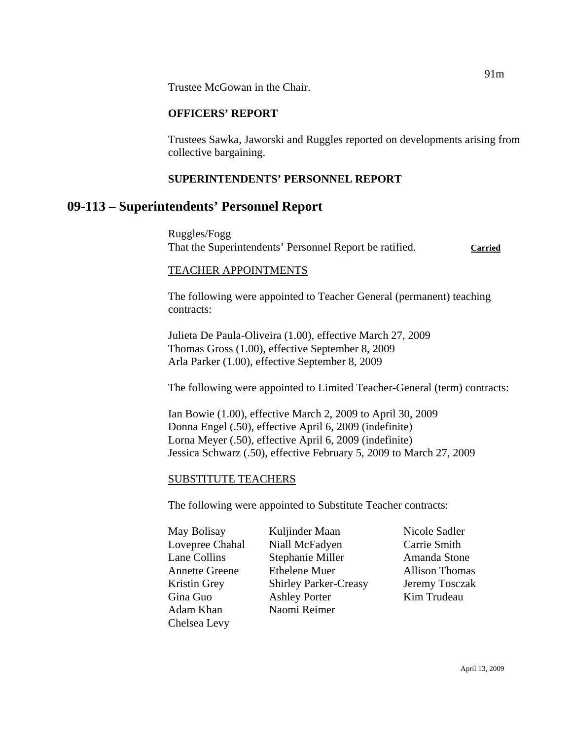Trustee McGowan in the Chair.

**OFFICERS' REPORT**

Trustees Sawka, Jaworski and Ruggles reported on developments arising from collective bargaining.

**SUPERINTENDENTS' PERSONNEL REPORT**

## 09-113 – Superintendents' Personnel Report

Ruggles/Fogg
That the Superintendents' Personnel Report be ratified. **Carried**

TEACHER APPOINTMENTS

The following were appointed to Teacher General (permanent) teaching contracts:

Julieta De Paula-Oliveira (1.00), effective March 27, 2009
Thomas Gross (1.00), effective September 8, 2009
Arla Parker (1.00), effective September 8, 2009

The following were appointed to Limited Teacher-General (term) contracts:

Ian Bowie (1.00), effective March 2, 2009 to April 30, 2009
Donna Engel (.50), effective April 6, 2009 (indefinite)
Lorna Meyer (.50), effective April 6, 2009 (indefinite)
Jessica Schwarz (.50), effective February 5, 2009 to March 27, 2009

SUBSTITUTE TEACHERS

The following were appointed to Substitute Teacher contracts:

May Bolisay
Lovepree Chahal
Lane Collins
Annette Greene
Kristin Grey
Gina Guo
Adam Khan
Chelsea Levy
Kuljinder Maan
Niall McFadyen
Stephanie Miller
Ethelene Muer
Shirley Parker-Creasy
Ashley Porter
Naomi Reimer
Nicole Sadler
Carrie Smith
Amanda Stone
Allison Thomas
Jeremy Tosczak
Kim Trudeau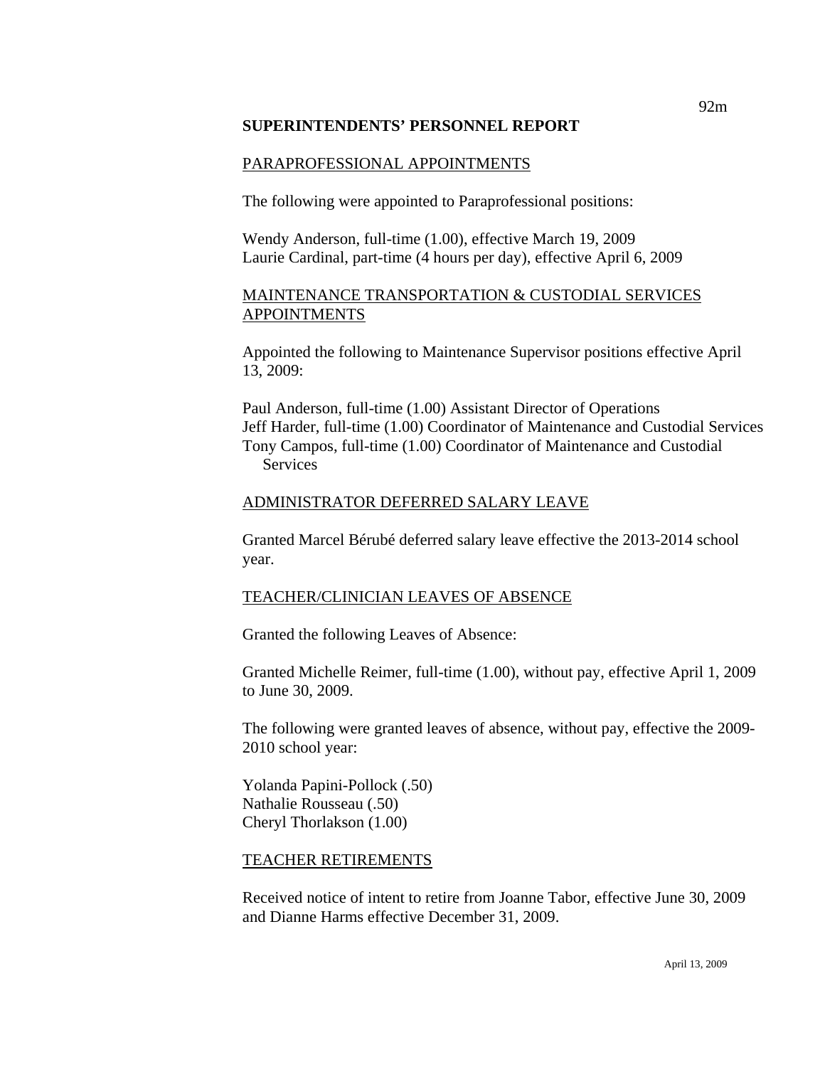## SUPERINTENDENTS' PERSONNEL REPORT

### PARAPROFESSIONAL APPOINTMENTS

The following were appointed to Paraprofessional positions:

Wendy Anderson, full-time (1.00), effective March 19, 2009
Laurie Cardinal, part-time (4 hours per day), effective April 6, 2009

### MAINTENANCE TRANSPORTATION & CUSTODIAL SERVICES APPOINTMENTS

Appointed the following to Maintenance Supervisor positions effective April 13, 2009:

Paul Anderson, full-time (1.00) Assistant Director of Operations
Jeff Harder, full-time (1.00) Coordinator of Maintenance and Custodial Services
Tony Campos, full-time (1.00) Coordinator of Maintenance and Custodial Services

### ADMINISTRATOR DEFERRED SALARY LEAVE

Granted Marcel Bérubé deferred salary leave effective the 2013-2014 school year.

### TEACHER/CLINICIAN LEAVES OF ABSENCE

Granted the following Leaves of Absence:

Granted Michelle Reimer, full-time (1.00), without pay, effective April 1, 2009 to June 30, 2009.

The following were granted leaves of absence, without pay, effective the 2009-2010 school year:

Yolanda Papini-Pollock (.50)
Nathalie Rousseau (.50)
Cheryl Thorlakson (1.00)

### TEACHER RETIREMENTS

Received notice of intent to retire from Joanne Tabor, effective June 30, 2009 and Dianne Harms effective December 31, 2009.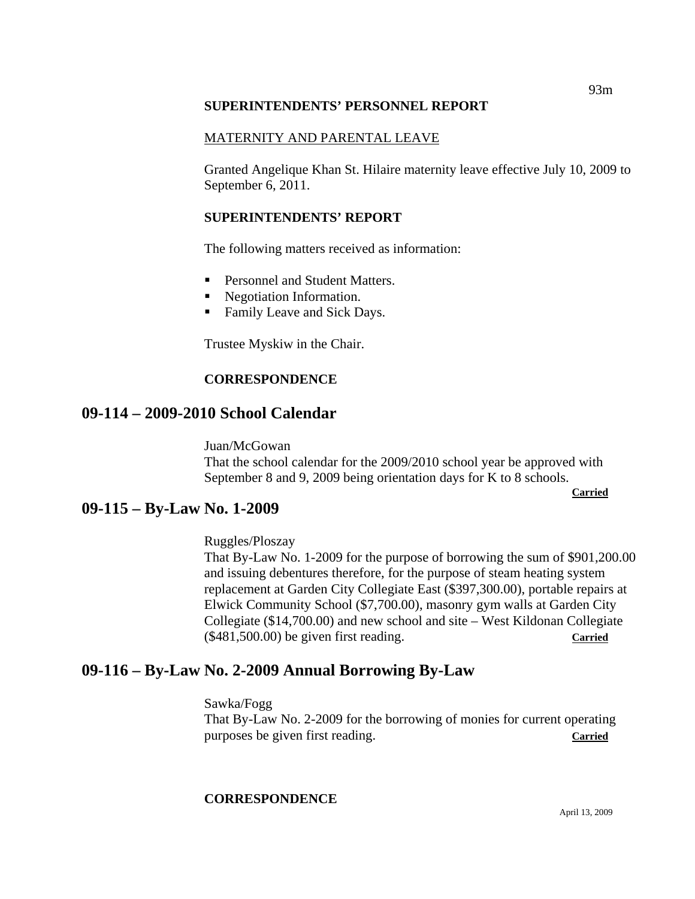**SUPERINTENDENTS' PERSONNEL REPORT**

MATERNITY AND PARENTAL LEAVE

Granted Angelique Khan St. Hilaire maternity leave effective July 10, 2009 to September 6, 2011.

**SUPERINTENDENTS' REPORT**

The following matters received as information:

- Personnel and Student Matters.
- Negotiation Information.
- Family Leave and Sick Days.

Trustee Myskiw in the Chair.

**CORRESPONDENCE**

## 09-114 – 2009-2010 School Calendar

Juan/McGowan
That the school calendar for the 2009/2010 school year be approved with September 8 and 9, 2009 being orientation days for K to 8 schools.
**Carried**

## 09-115 – By-Law No. 1-2009

Ruggles/Ploszay
That By-Law No. 1-2009 for the purpose of borrowing the sum of $901,200.00 and issuing debentures therefore, for the purpose of steam heating system replacement at Garden City Collegiate East ($397,300.00), portable repairs at Elwick Community School ($7,700.00), masonry gym walls at Garden City Collegiate ($14,700.00) and new school and site – West Kildonan Collegiate ($481,500.00) be given first reading. **Carried**

## 09-116 – By-Law No. 2-2009 Annual Borrowing By-Law

Sawka/Fogg
That By-Law No. 2-2009 for the borrowing of monies for current operating purposes be given first reading. **Carried**

**CORRESPONDENCE**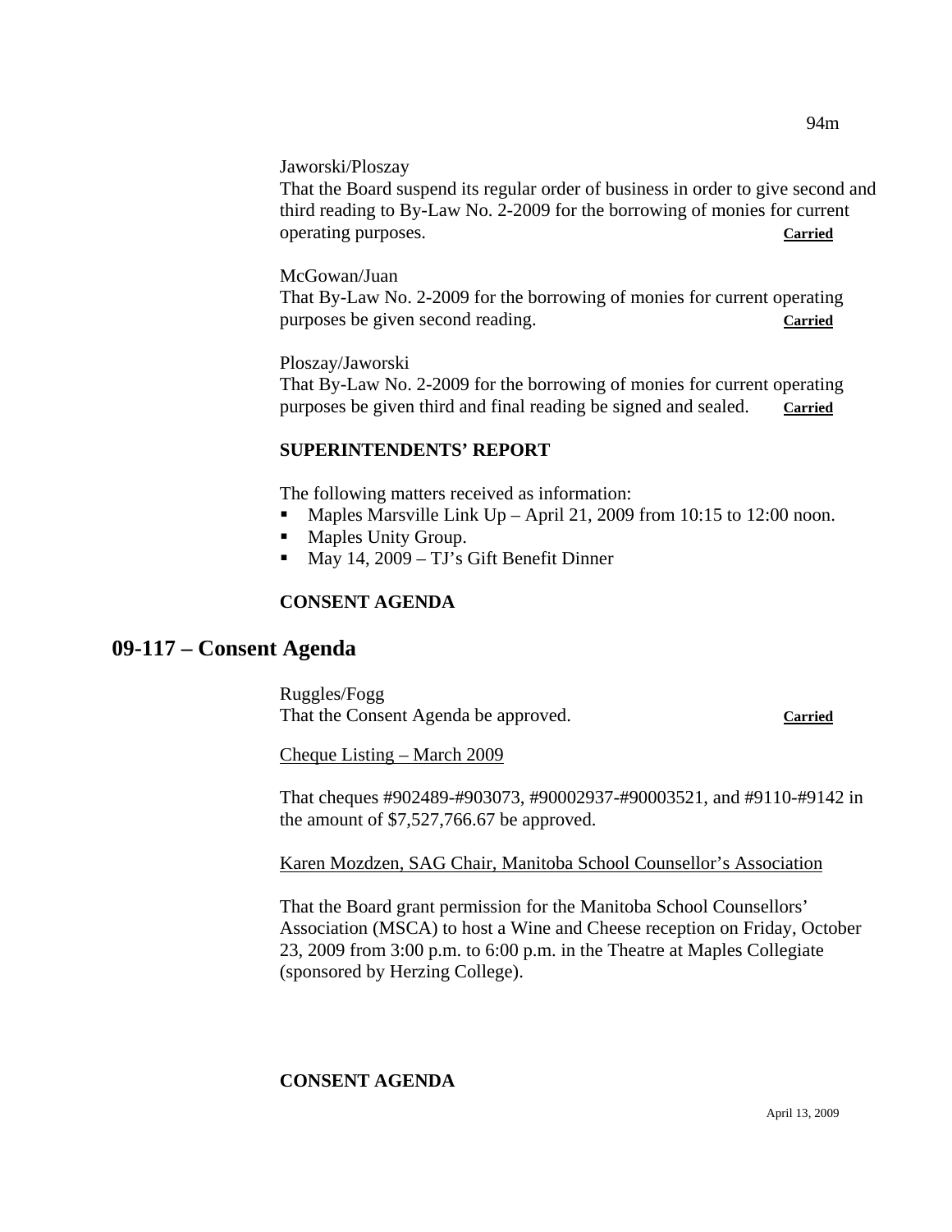Jaworski/Ploszay

That the Board suspend its regular order of business in order to give second and third reading to By-Law No. 2-2009 for the borrowing of monies for current operating purposes. **Carried**

McGowan/Juan

That By-Law No. 2-2009 for the borrowing of monies for current operating purposes be given second reading. **Carried**

Ploszay/Jaworski

That By-Law No. 2-2009 for the borrowing of monies for current operating purposes be given third and final reading be signed and sealed. **Carried**

**SUPERINTENDENTS' REPORT**

The following matters received as information:

- Maples Marsville Link Up – April 21, 2009 from 10:15 to 12:00 noon.
- Maples Unity Group.
- May 14, 2009 – TJ's Gift Benefit Dinner

**CONSENT AGENDA**

## 09-117 – Consent Agenda

Ruggles/Fogg

That the Consent Agenda be approved. **Carried**

Cheque Listing – March 2009

That cheques #902489-#903073, #90002937-#90003521, and #9110-#9142 in the amount of $7,527,766.67 be approved.

Karen Mozdzen, SAG Chair, Manitoba School Counsellor's Association

That the Board grant permission for the Manitoba School Counsellors' Association (MSCA) to host a Wine and Cheese reception on Friday, October 23, 2009 from 3:00 p.m. to 6:00 p.m. in the Theatre at Maples Collegiate (sponsored by Herzing College).

**CONSENT AGENDA**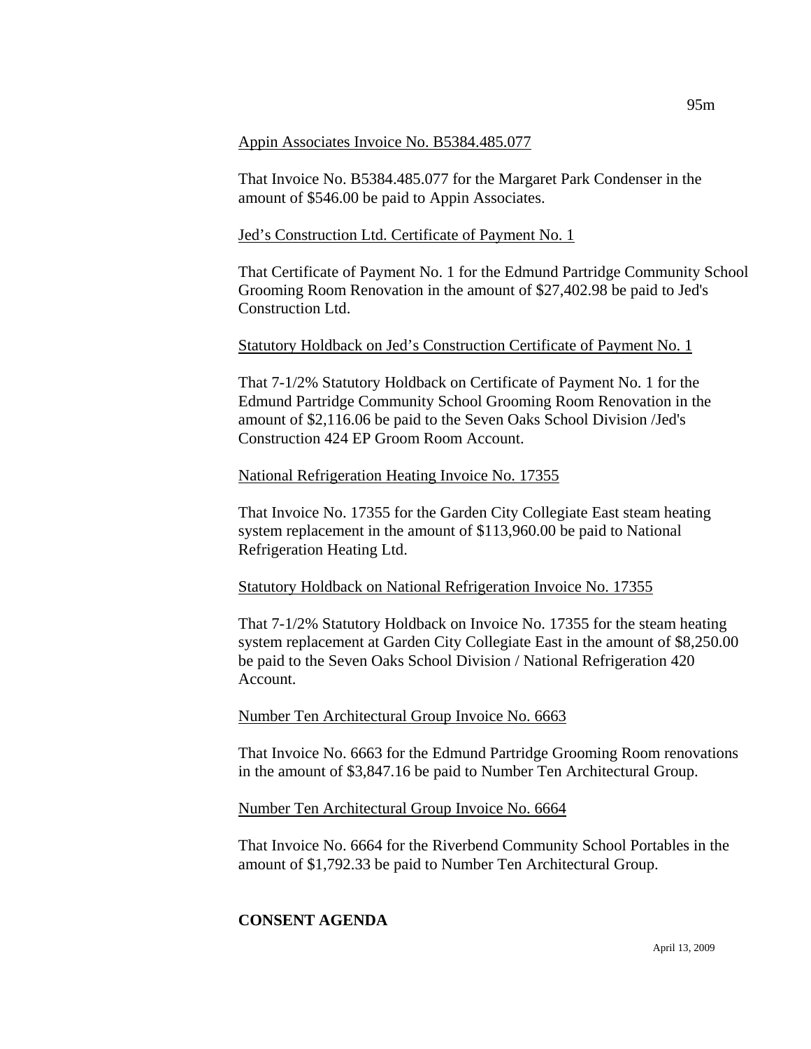Appin Associates Invoice No. B5384.485.077

That Invoice No. B5384.485.077 for the Margaret Park Condenser in the amount of $546.00 be paid to Appin Associates.

Jed's Construction Ltd. Certificate of Payment No. 1

That Certificate of Payment No. 1 for the Edmund Partridge Community School Grooming Room Renovation in the amount of $27,402.98 be paid to Jed's Construction Ltd.

Statutory Holdback on Jed's Construction Certificate of Payment No. 1

That 7-1/2% Statutory Holdback on Certificate of Payment No. 1 for the Edmund Partridge Community School Grooming Room Renovation in the amount of $2,116.06 be paid to the Seven Oaks School Division /Jed's Construction 424 EP Groom Room Account.

National Refrigeration Heating Invoice No. 17355

That Invoice No. 17355 for the Garden City Collegiate East steam heating system replacement in the amount of $113,960.00 be paid to National Refrigeration Heating Ltd.

Statutory Holdback on National Refrigeration Invoice No. 17355

That 7-1/2% Statutory Holdback on Invoice No. 17355 for the steam heating system replacement at Garden City Collegiate East in the amount of $8,250.00 be paid to the Seven Oaks School Division / National Refrigeration 420 Account.

Number Ten Architectural Group Invoice No. 6663

That Invoice No. 6663 for the Edmund Partridge Grooming Room renovations in the amount of $3,847.16 be paid to Number Ten Architectural Group.

Number Ten Architectural Group Invoice No. 6664

That Invoice No. 6664 for the Riverbend Community School Portables in the amount of $1,792.33 be paid to Number Ten Architectural Group.

**CONSENT AGENDA**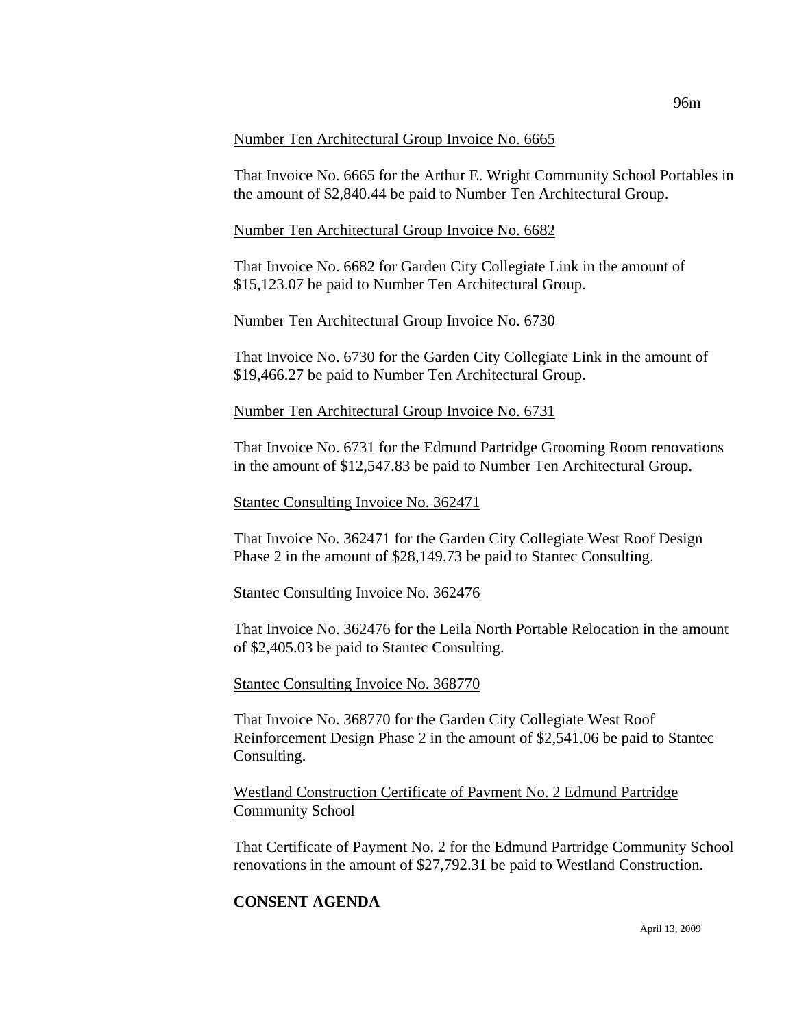Number Ten Architectural Group Invoice No. 6665

That Invoice No. 6665 for the Arthur E. Wright Community School Portables in the amount of $2,840.44 be paid to Number Ten Architectural Group.

Number Ten Architectural Group Invoice No. 6682

That Invoice No. 6682 for Garden City Collegiate Link in the amount of $15,123.07 be paid to Number Ten Architectural Group.

Number Ten Architectural Group Invoice No. 6730

That Invoice No. 6730 for the Garden City Collegiate Link in the amount of $19,466.27 be paid to Number Ten Architectural Group.

Number Ten Architectural Group Invoice No. 6731

That Invoice No. 6731 for the Edmund Partridge Grooming Room renovations in the amount of $12,547.83 be paid to Number Ten Architectural Group.

Stantec Consulting Invoice No. 362471

That Invoice No. 362471 for the Garden City Collegiate West Roof Design Phase 2 in the amount of $28,149.73 be paid to Stantec Consulting.

Stantec Consulting Invoice No. 362476

That Invoice No. 362476 for the Leila North Portable Relocation in the amount of $2,405.03 be paid to Stantec Consulting.

Stantec Consulting Invoice No. 368770

That Invoice No. 368770 for the Garden City Collegiate West Roof Reinforcement Design Phase 2 in the amount of $2,541.06 be paid to Stantec Consulting.

Westland Construction Certificate of Payment No. 2 Edmund Partridge Community School

That Certificate of Payment No. 2 for the Edmund Partridge Community School renovations in the amount of $27,792.31 be paid to Westland Construction.

**CONSENT AGENDA**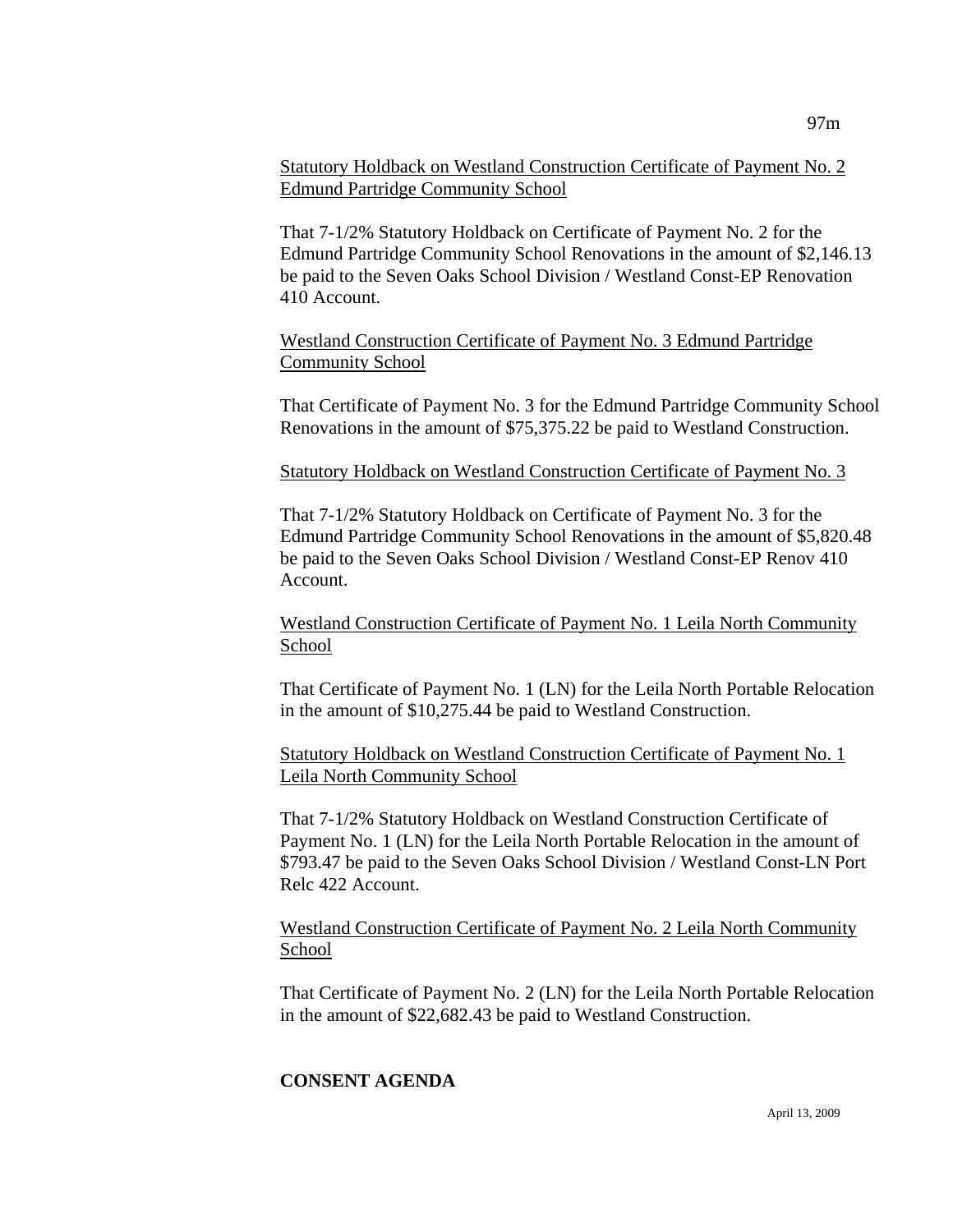Statutory Holdback on Westland Construction Certificate of Payment No. 2 Edmund Partridge Community School

That 7-1/2% Statutory Holdback on Certificate of Payment No. 2 for the Edmund Partridge Community School Renovations in the amount of $2,146.13 be paid to the Seven Oaks School Division / Westland Const-EP Renovation 410 Account.

Westland Construction Certificate of Payment No. 3 Edmund Partridge Community School

That Certificate of Payment No. 3 for the Edmund Partridge Community School Renovations in the amount of $75,375.22 be paid to Westland Construction.

Statutory Holdback on Westland Construction Certificate of Payment No. 3

That 7-1/2% Statutory Holdback on Certificate of Payment No. 3 for the Edmund Partridge Community School Renovations in the amount of $5,820.48 be paid to the Seven Oaks School Division / Westland Const-EP Renov 410 Account.

Westland Construction Certificate of Payment No. 1 Leila North Community School

That Certificate of Payment No. 1 (LN) for the Leila North Portable Relocation in the amount of $10,275.44 be paid to Westland Construction.

Statutory Holdback on Westland Construction Certificate of Payment No. 1 Leila North Community School

That 7-1/2% Statutory Holdback on Westland Construction Certificate of Payment No. 1 (LN) for the Leila North Portable Relocation in the amount of $793.47 be paid to the Seven Oaks School Division / Westland Const-LN Port Relc 422 Account.

Westland Construction Certificate of Payment No. 2 Leila North Community School

That Certificate of Payment No. 2 (LN) for the Leila North Portable Relocation in the amount of $22,682.43 be paid to Westland Construction.

**CONSENT AGENDA**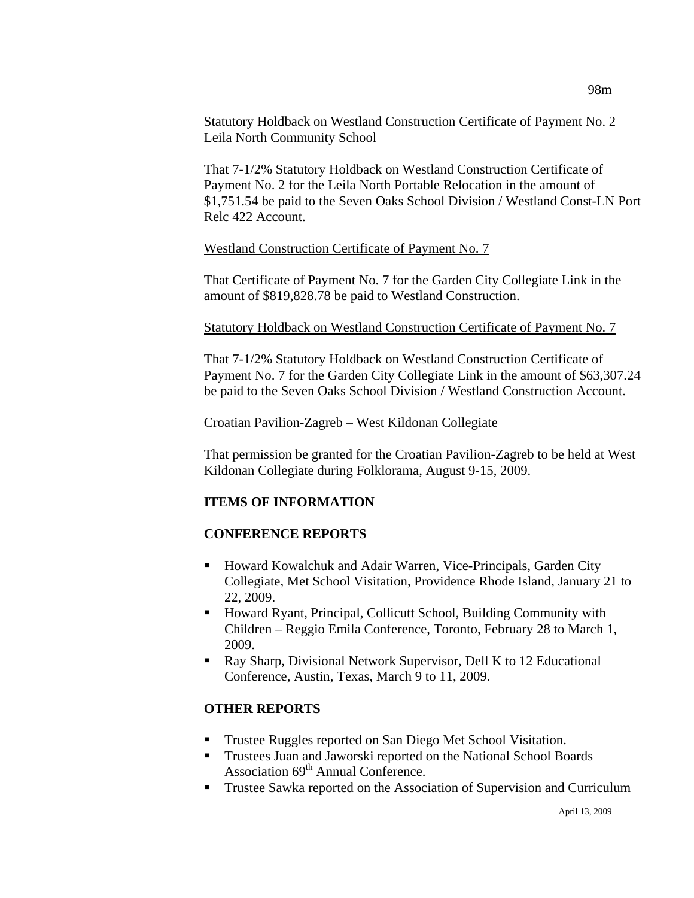Statutory Holdback on Westland Construction Certificate of Payment No. 2 Leila North Community School

That 7-1/2% Statutory Holdback on Westland Construction Certificate of Payment No. 2 for the Leila North Portable Relocation in the amount of $1,751.54 be paid to the Seven Oaks School Division / Westland Const-LN Port Relc 422 Account.

Westland Construction Certificate of Payment No. 7

That Certificate of Payment No. 7 for the Garden City Collegiate Link in the amount of $819,828.78 be paid to Westland Construction.

Statutory Holdback on Westland Construction Certificate of Payment No. 7

That 7-1/2% Statutory Holdback on Westland Construction Certificate of Payment No. 7 for the Garden City Collegiate Link in the amount of $63,307.24 be paid to the Seven Oaks School Division / Westland Construction Account.

Croatian Pavilion-Zagreb – West Kildonan Collegiate

That permission be granted for the Croatian Pavilion-Zagreb to be held at West Kildonan Collegiate during Folklorama, August 9-15, 2009.

**ITEMS OF INFORMATION**

**CONFERENCE REPORTS**

- Howard Kowalchuk and Adair Warren, Vice-Principals, Garden City Collegiate, Met School Visitation, Providence Rhode Island, January 21 to 22, 2009.
- Howard Ryant, Principal, Collicutt School, Building Community with Children – Reggio Emila Conference, Toronto, February 28 to March 1, 2009.
- Ray Sharp, Divisional Network Supervisor, Dell K to 12 Educational Conference, Austin, Texas, March 9 to 11, 2009.

**OTHER REPORTS**

- Trustee Ruggles reported on San Diego Met School Visitation.
- Trustees Juan and Jaworski reported on the National School Boards Association 69th Annual Conference.
- Trustee Sawka reported on the Association of Supervision and Curriculum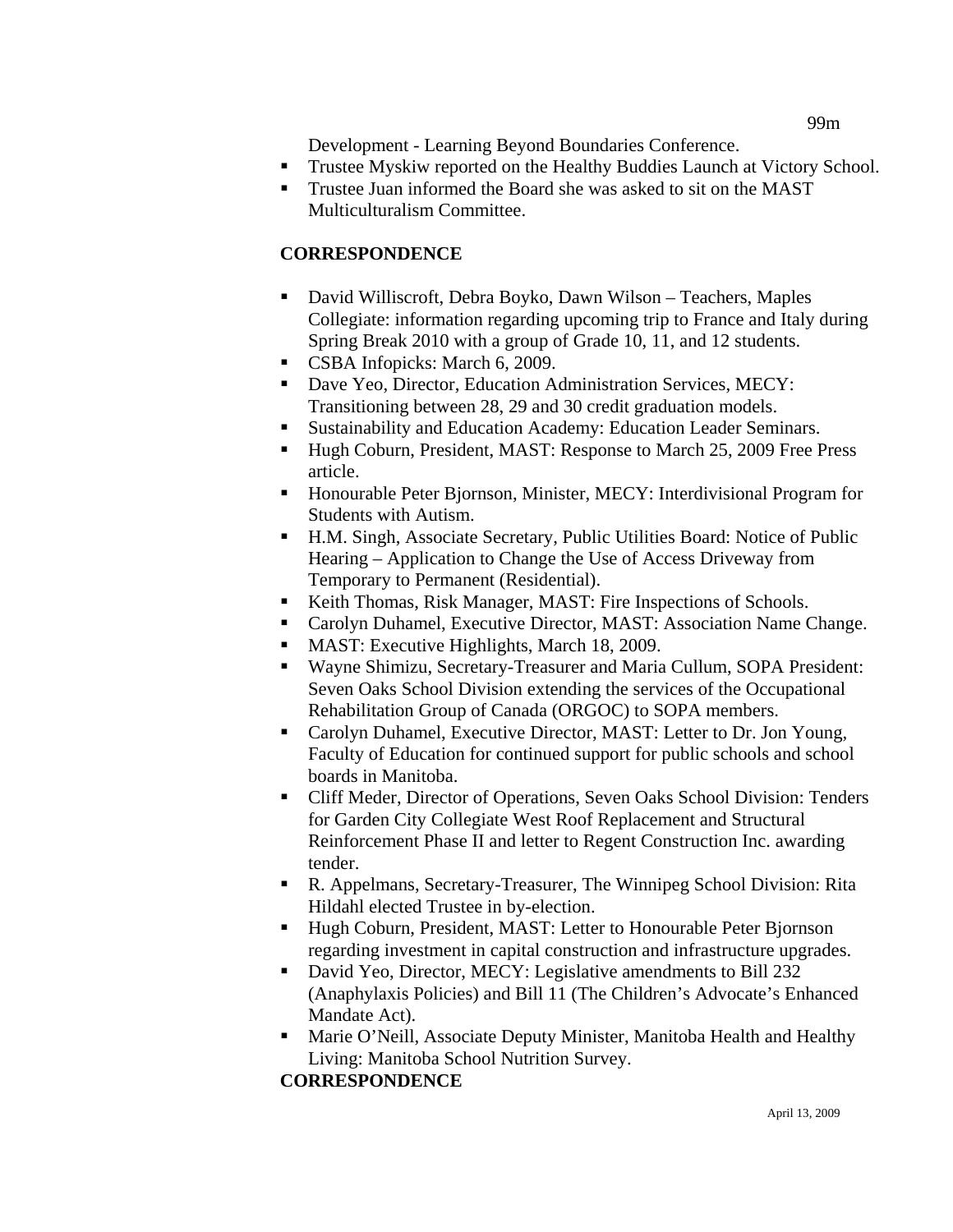Development - Learning Beyond Boundaries Conference.

- Trustee Myskiw reported on the Healthy Buddies Launch at Victory School.
- Trustee Juan informed the Board she was asked to sit on the MAST Multiculturalism Committee.

**CORRESPONDENCE**

- David Williscroft, Debra Boyko, Dawn Wilson – Teachers, Maples Collegiate: information regarding upcoming trip to France and Italy during Spring Break 2010 with a group of Grade 10, 11, and 12 students.
- CSBA Infopicks: March 6, 2009.
- Dave Yeo, Director, Education Administration Services, MECY: Transitioning between 28, 29 and 30 credit graduation models.
- Sustainability and Education Academy: Education Leader Seminars.
- Hugh Coburn, President, MAST: Response to March 25, 2009 Free Press article.
- Honourable Peter Bjornson, Minister, MECY: Interdivisional Program for Students with Autism.
- H.M. Singh, Associate Secretary, Public Utilities Board: Notice of Public Hearing – Application to Change the Use of Access Driveway from Temporary to Permanent (Residential).
- Keith Thomas, Risk Manager, MAST: Fire Inspections of Schools.
- Carolyn Duhamel, Executive Director, MAST: Association Name Change.
- MAST: Executive Highlights, March 18, 2009.
- Wayne Shimizu, Secretary-Treasurer and Maria Cullum, SOPA President: Seven Oaks School Division extending the services of the Occupational Rehabilitation Group of Canada (ORGOC) to SOPA members.
- Carolyn Duhamel, Executive Director, MAST: Letter to Dr. Jon Young, Faculty of Education for continued support for public schools and school boards in Manitoba.
- Cliff Meder, Director of Operations, Seven Oaks School Division: Tenders for Garden City Collegiate West Roof Replacement and Structural Reinforcement Phase II and letter to Regent Construction Inc. awarding tender.
- R. Appelmans, Secretary-Treasurer, The Winnipeg School Division: Rita Hildahl elected Trustee in by-election.
- Hugh Coburn, President, MAST: Letter to Honourable Peter Bjornson regarding investment in capital construction and infrastructure upgrades.
- David Yeo, Director, MECY: Legislative amendments to Bill 232 (Anaphylaxis Policies) and Bill 11 (The Children's Advocate's Enhanced Mandate Act).
- Marie O'Neill, Associate Deputy Minister, Manitoba Health and Healthy Living: Manitoba School Nutrition Survey.

**CORRESPONDENCE**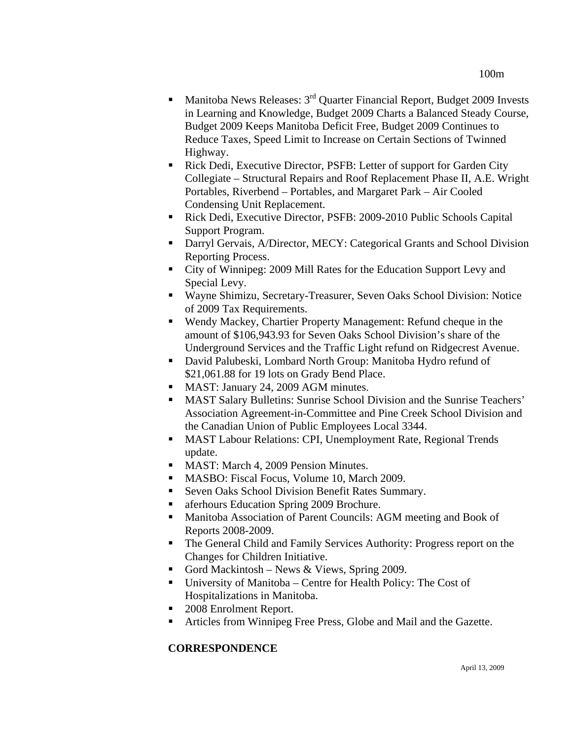- Manitoba News Releases: 3rd Quarter Financial Report, Budget 2009 Invests in Learning and Knowledge, Budget 2009 Charts a Balanced Steady Course, Budget 2009 Keeps Manitoba Deficit Free, Budget 2009 Continues to Reduce Taxes, Speed Limit to Increase on Certain Sections of Twinned Highway.
- Rick Dedi, Executive Director, PSFB: Letter of support for Garden City Collegiate – Structural Repairs and Roof Replacement Phase II, A.E. Wright Portables, Riverbend – Portables, and Margaret Park – Air Cooled Condensing Unit Replacement.
- Rick Dedi, Executive Director, PSFB: 2009-2010 Public Schools Capital Support Program.
- Darryl Gervais, A/Director, MECY: Categorical Grants and School Division Reporting Process.
- City of Winnipeg: 2009 Mill Rates for the Education Support Levy and Special Levy.
- Wayne Shimizu, Secretary-Treasurer, Seven Oaks School Division: Notice of 2009 Tax Requirements.
- Wendy Mackey, Chartier Property Management: Refund cheque in the amount of $106,943.93 for Seven Oaks School Division's share of the Underground Services and the Traffic Light refund on Ridgecrest Avenue.
- David Palubeski, Lombard North Group: Manitoba Hydro refund of $21,061.88 for 19 lots on Grady Bend Place.
- MAST: January 24, 2009 AGM minutes.
- MAST Salary Bulletins: Sunrise School Division and the Sunrise Teachers' Association Agreement-in-Committee and Pine Creek School Division and the Canadian Union of Public Employees Local 3344.
- MAST Labour Relations: CPI, Unemployment Rate, Regional Trends update.
- MAST: March 4, 2009 Pension Minutes.
- MASBO: Fiscal Focus, Volume 10, March 2009.
- Seven Oaks School Division Benefit Rates Summary.
- aferhours Education Spring 2009 Brochure.
- Manitoba Association of Parent Councils: AGM meeting and Book of Reports 2008-2009.
- The General Child and Family Services Authority: Progress report on the Changes for Children Initiative.
- Gord Mackintosh – News & Views, Spring 2009.
- University of Manitoba – Centre for Health Policy: The Cost of Hospitalizations in Manitoba.
- 2008 Enrolment Report.
- Articles from Winnipeg Free Press, Globe and Mail and the Gazette.

**CORRESPONDENCE**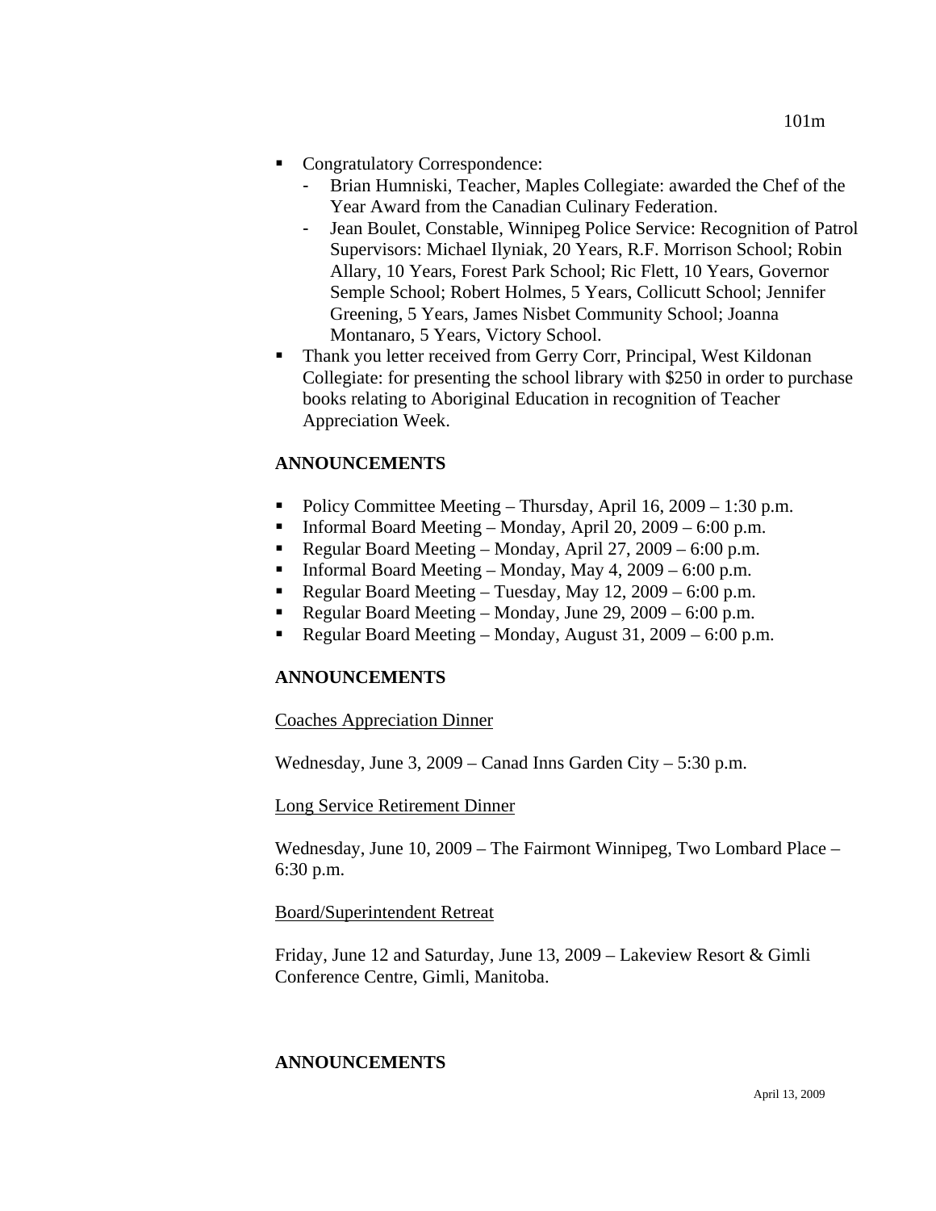- Congratulatory Correspondence:
  - Brian Humniski, Teacher, Maples Collegiate: awarded the Chef of the Year Award from the Canadian Culinary Federation.
  - Jean Boulet, Constable, Winnipeg Police Service: Recognition of Patrol Supervisors: Michael Ilyniak, 20 Years, R.F. Morrison School; Robin Allary, 10 Years, Forest Park School; Ric Flett, 10 Years, Governor Semple School; Robert Holmes, 5 Years, Collicutt School; Jennifer Greening, 5 Years, James Nisbet Community School; Joanna Montanaro, 5 Years, Victory School.
- Thank you letter received from Gerry Corr, Principal, West Kildonan Collegiate: for presenting the school library with $250 in order to purchase books relating to Aboriginal Education in recognition of Teacher Appreciation Week.

**ANNOUNCEMENTS**

- Policy Committee Meeting – Thursday, April 16, 2009 – 1:30 p.m.
- Informal Board Meeting – Monday, April 20, 2009 – 6:00 p.m.
- Regular Board Meeting – Monday, April 27, 2009 – 6:00 p.m.
- Informal Board Meeting – Monday, May 4, 2009 – 6:00 p.m.
- Regular Board Meeting – Tuesday, May 12, 2009 – 6:00 p.m.
- Regular Board Meeting – Monday, June 29, 2009 – 6:00 p.m.
- Regular Board Meeting – Monday, August 31, 2009 – 6:00 p.m.

**ANNOUNCEMENTS**

Coaches Appreciation Dinner

Wednesday, June 3, 2009 – Canad Inns Garden City – 5:30 p.m.

Long Service Retirement Dinner

Wednesday, June 10, 2009 – The Fairmont Winnipeg, Two Lombard Place – 6:30 p.m.

Board/Superintendent Retreat

Friday, June 12 and Saturday, June 13, 2009 – Lakeview Resort & Gimli Conference Centre, Gimli, Manitoba.

**ANNOUNCEMENTS**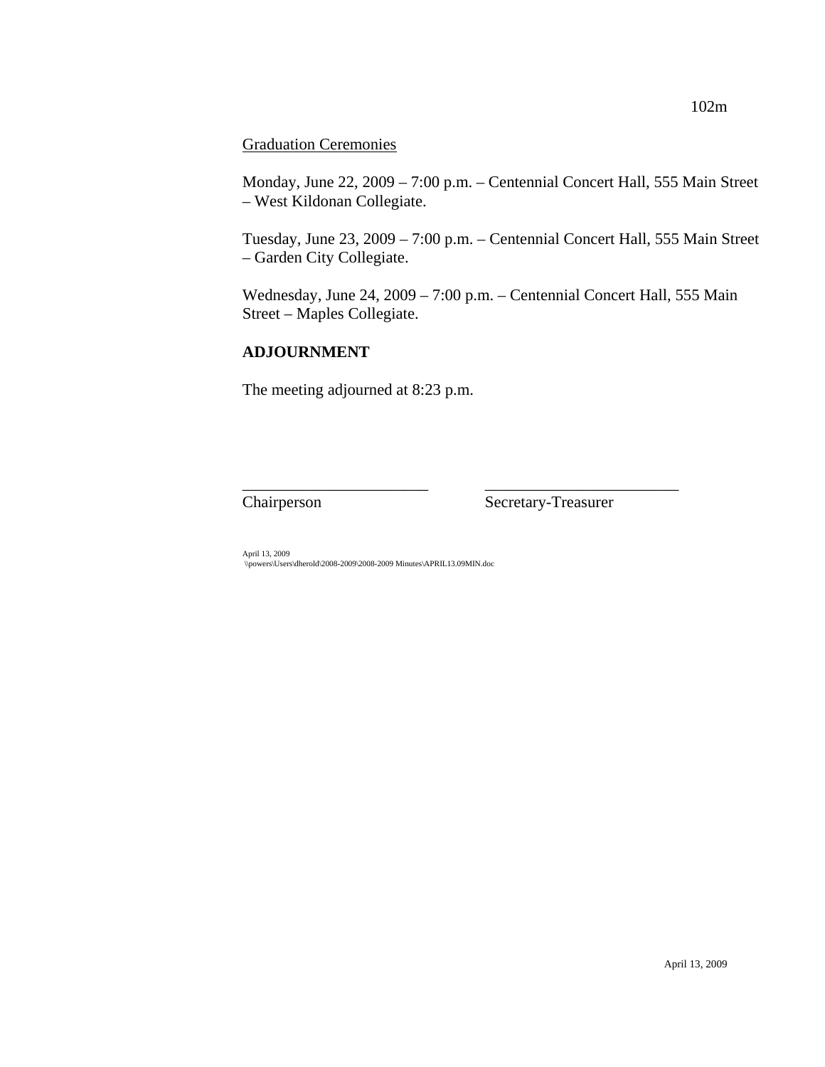Graduation Ceremonies

Monday, June 22, 2009 – 7:00 p.m. – Centennial Concert Hall, 555 Main Street – West Kildonan Collegiate.

Tuesday, June 23, 2009 – 7:00 p.m. – Centennial Concert Hall, 555 Main Street – Garden City Collegiate.

Wednesday, June 24, 2009 – 7:00 p.m. – Centennial Concert Hall, 555 Main Street – Maples Collegiate.

**ADJOURNMENT**

The meeting adjourned at 8:23 p.m.

\_\_\_\_\_\_\_\_\_\_\_\_\_\_\_\_\_\_\_\_\_\_\_\_ Chairperson

\_\_\_\_\_\_\_\_\_\_\_\_\_\_\_\_\_\_\_\_\_\_\_\_ Secretary-Treasurer

April 13, 2009
\\powers\Users\dherold\2008-2009\2008-2009 Minutes\APRIL13.09MIN.doc